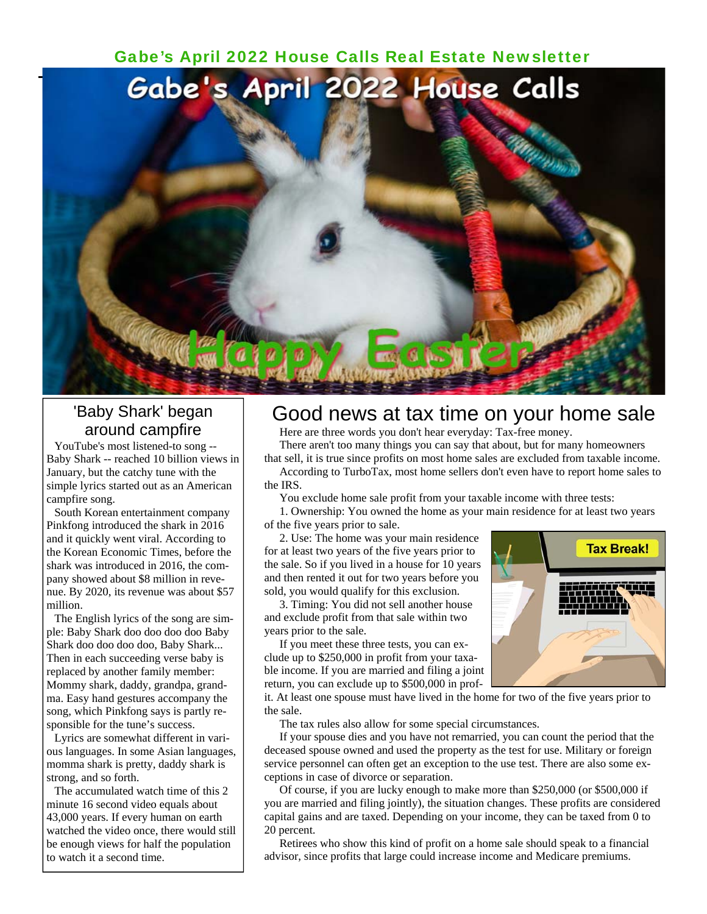# Gabe's April 2022 House Calls Real Estate Newsletter

## 'Baby Shark' began around campfire

YouTube's most listened-to song -- Baby Shark -- reached 10 billion views in January, but the catchy tune with the simple lyrics started out as an American campfire song.

South Korean entertainment company Pinkfong introduced the shark in 2016 and it quickly went viral. According to the Korean Economic Times, before the shark was introduced in 2016, the company showed about $8 million in revenue. By 2020, its revenue was about $57 million.

The English lyrics of the song are simple: Baby Shark doo doo doo doo Baby Shark doo doo doo doo, Baby Shark... Then in each succeeding verse baby is replaced by another family member: Mommy shark, daddy, grandpa, grandma. Easy hand gestures accompany the song, which Pinkfong says is partly responsible for the tune's success.

Lyrics are somewhat different in various languages. In some Asian languages, momma shark is pretty, daddy shark is strong, and so forth.

The accumulated watch time of this 2 minute 16 second video equals about 43,000 years. If every human on earth watched the video once, there would still be enough views for half the population to watch it a second time.

## Good news at tax time on your home sale

Here are three words you don't hear everyday: Tax-free money.

There aren't too many things you can say that about, but for many homeowners that sell, it is true since profits on most home sales are excluded from taxable income.

According to TurboTax, most home sellers don't even have to report home sales to the IRS.

You exclude home sale profit from your taxable income with three tests:

1. Ownership: You owned the home as your main residence for at least two years of the five years prior to sale.

2. Use: The home was your main residence for at least two years of the five years prior to the sale. So if you lived in a house for 10 years and then rented it out for two years before you sold, you would qualify for this exclusion.

3. Timing: You did not sell another house and exclude profit from that sale within two years prior to the sale.

If you meet these three tests, you can exclude up to $250,000 in profit from your taxable income. If you are married and filing a joint return, you can exclude up to $500,000 in profit. At least one spouse must have lived in the home for two of the five years prior to the sale.

The tax rules also allow for some special circumstances.

If your spouse dies and you have not remarried, you can count the period that the deceased spouse owned and used the property as the test for use. Military or foreign service personnel can often get an exception to the use test. There are also some exceptions in case of divorce or separation.

Of course, if you are lucky enough to make more than $250,000 (or $500,000 if you are married and filing jointly), the situation changes. These profits are considered capital gains and are taxed. Depending on your income, they can be taxed from 0 to 20 percent.

Retirees who show this kind of profit on a home sale should speak to a financial advisor, since profits that large could increase income and Medicare premiums.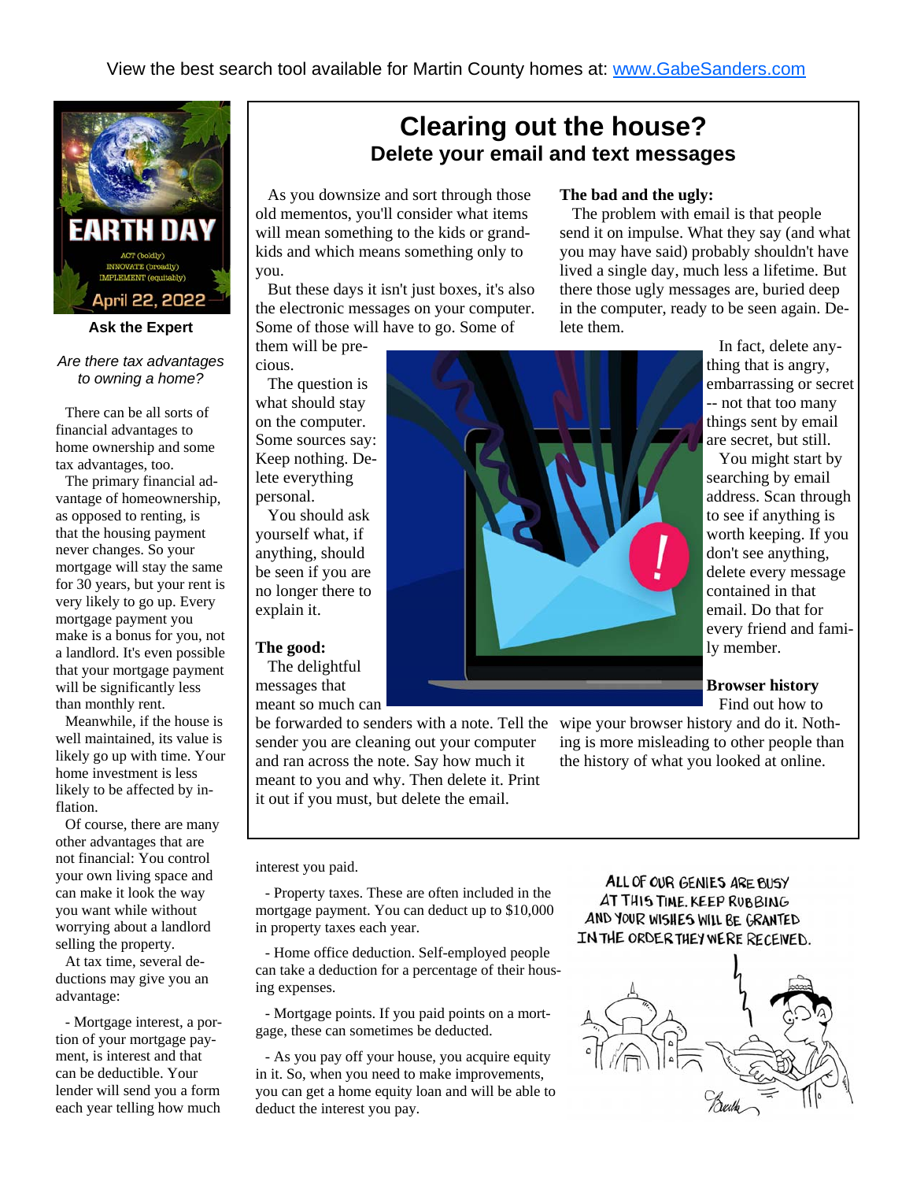View the best search tool available for Martin County homes at: www.GabeSanders.com

## Ask the Expert

*Are there tax advantages to owning a home?*

There can be all sorts of financial advantages to home ownership and some tax advantages, too.

The primary financial advantage of homeownership, as opposed to renting, is that the housing payment never changes. So your mortgage will stay the same for 30 years, but your rent is very likely to go up. Every mortgage payment you make is a bonus for you, not a landlord. It's even possible that your mortgage payment will be significantly less than monthly rent.

Meanwhile, if the house is well maintained, its value is likely go up with time. Your home investment is less likely to be affected by inflation.

Of course, there are many other advantages that are not financial: You control your own living space and can make it look the way you want while without worrying about a landlord selling the property.

At tax time, several deductions may give you an advantage:

- Mortgage interest, a portion of your mortgage payment, is interest and that can be deductible. Your lender will send you a form each year telling how much interest you paid.

- Property taxes. These are often included in the mortgage payment. You can deduct up to $10,000 in property taxes each year.

- Home office deduction. Self-employed people can take a deduction for a percentage of their housing expenses.

- Mortgage points. If you paid points on a mortgage, these can sometimes be deducted.

- As you pay off your house, you acquire equity in it. So, when you need to make improvements, you can get a home equity loan and will be able to deduct the interest you pay.

# Clearing out the house?

## Delete your email and text messages

As you downsize and sort through those old mementos, you'll consider what items will mean something to the kids or grandkids and which means something only to you.

But these days it isn't just boxes, it's also the electronic messages on your computer. Some of those will have to go. Some of them will be precious.

The question is what should stay on the computer. Some sources say: Keep nothing. Delete everything personal.

You should ask yourself what, if anything, should be seen if you are no longer there to explain it.

**The good:**

The delightful messages that meant so much can be forwarded to senders with a note. Tell the sender you are cleaning out your computer and ran across the note. Say how much it meant to you and why. Then delete it. Print it out if you must, but delete the email.

**The bad and the ugly:**

The problem with email is that people send it on impulse. What they say (and what you may have said) probably shouldn't have lived a single day, much less a lifetime. But there those ugly messages are, buried deep in the computer, ready to be seen again. Delete them.

In fact, delete anything that is angry, embarrassing or secret -- not that too many things sent by email are secret, but still.

You might start by searching by email address. Scan through to see if anything is worth keeping. If you don't see anything, delete every message contained in that email. Do that for every friend and family member.

**Browser history**

Find out how to wipe your browser history and do it. Nothing is more misleading to other people than the history of what you looked at online.

ALL OF OUR GENIES ARE BUSY AT THIS TIME. KEEP RUBBING AND YOUR WISHES WILL BE GRANTED IN THE ORDER THEY WERE RECEIVED.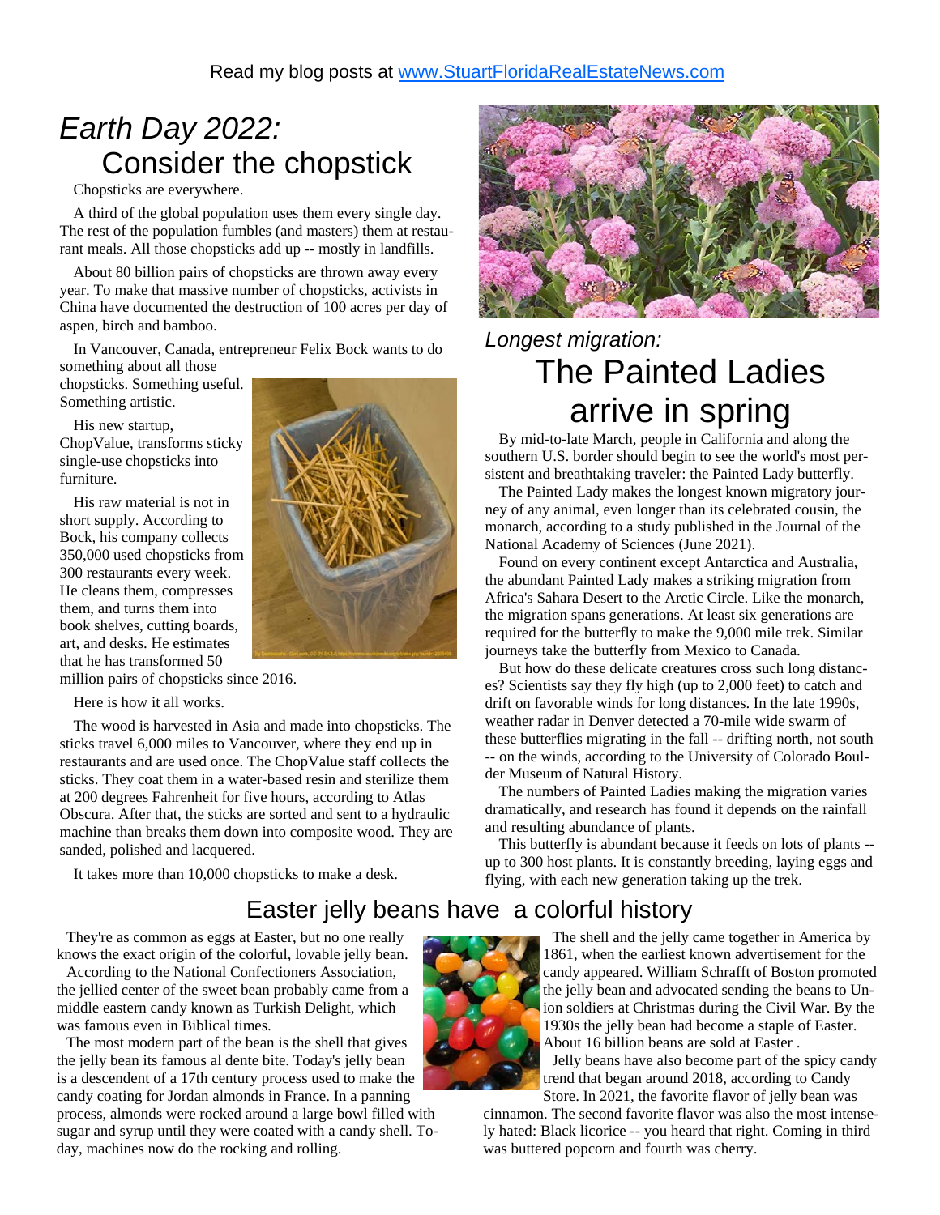Read my blog posts at www.StuartFloridaRealEstateNews.com

# *Earth Day 2022:* Consider the chopstick

Chopsticks are everywhere.

A third of the global population uses them every single day. The rest of the population fumbles (and masters) them at restaurant meals. All those chopsticks add up -- mostly in landfills.

About 80 billion pairs of chopsticks are thrown away every year. To make that massive number of chopsticks, activists in China have documented the destruction of 100 acres per day of aspen, birch and bamboo.

In Vancouver, Canada, entrepreneur Felix Bock wants to do something about all those chopsticks. Something useful. Something artistic.

His new startup, ChopValue, transforms sticky single-use chopsticks into furniture.

His raw material is not in short supply. According to Bock, his company collects 350,000 used chopsticks from 300 restaurants every week. He cleans them, compresses them, and turns them into book shelves, cutting boards, art, and desks. He estimates that he has transformed 50 million pairs of chopsticks since 2016.

Here is how it all works.

The wood is harvested in Asia and made into chopsticks. The sticks travel 6,000 miles to Vancouver, where they end up in restaurants and are used once. The ChopValue staff collects the sticks. They coat them in a water-based resin and sterilize them at 200 degrees Fahrenheit for five hours, according to Atlas Obscura. After that, the sticks are sorted and sent to a hydraulic machine than breaks them down into composite wood. They are sanded, polished and lacquered.

It takes more than 10,000 chopsticks to make a desk.

# *Longest migration:* The Painted Ladies arrive in spring

By mid-to-late March, people in California and along the southern U.S. border should begin to see the world's most persistent and breathtaking traveler: the Painted Lady butterfly.

The Painted Lady makes the longest known migratory journey of any animal, even longer than its celebrated cousin, the monarch, according to a study published in the Journal of the National Academy of Sciences (June 2021).

Found on every continent except Antarctica and Australia, the abundant Painted Lady makes a striking migration from Africa's Sahara Desert to the Arctic Circle. Like the monarch, the migration spans generations. At least six generations are required for the butterfly to make the 9,000 mile trek. Similar journeys take the butterfly from Mexico to Canada.

But how do these delicate creatures cross such long distances? Scientists say they fly high (up to 2,000 feet) to catch and drift on favorable winds for long distances. In the late 1990s, weather radar in Denver detected a 70-mile wide swarm of these butterflies migrating in the fall -- drifting north, not south -- on the winds, according to the University of Colorado Boulder Museum of Natural History.

The numbers of Painted Ladies making the migration varies dramatically, and research has found it depends on the rainfall and resulting abundance of plants.

This butterfly is abundant because it feeds on lots of plants -- up to 300 host plants. It is constantly breeding, laying eggs and flying, with each new generation taking up the trek.

# Easter jelly beans have a colorful history

They're as common as eggs at Easter, but no one really knows the exact origin of the colorful, lovable jelly bean.

According to the National Confectioners Association, the jellied center of the sweet bean probably came from a middle eastern candy known as Turkish Delight, which was famous even in Biblical times.

The most modern part of the bean is the shell that gives the jelly bean its famous al dente bite. Today's jelly bean is a descendent of a 17th century process used to make the candy coating for Jordan almonds in France. In a panning process, almonds were rocked around a large bowl filled with sugar and syrup until they were coated with a candy shell. Today, machines now do the rocking and rolling.

The shell and the jelly came together in America by 1861, when the earliest known advertisement for the candy appeared. William Schrafft of Boston promoted the jelly bean and advocated sending the beans to Union soldiers at Christmas during the Civil War. By the 1930s the jelly bean had become a staple of Easter. About 16 billion beans are sold at Easter .

Jelly beans have also become part of the spicy candy trend that began around 2018, according to Candy Store. In 2021, the favorite flavor of jelly bean was cinnamon. The second favorite flavor was also the most intensely hated: Black licorice -- you heard that right. Coming in third was buttered popcorn and fourth was cherry.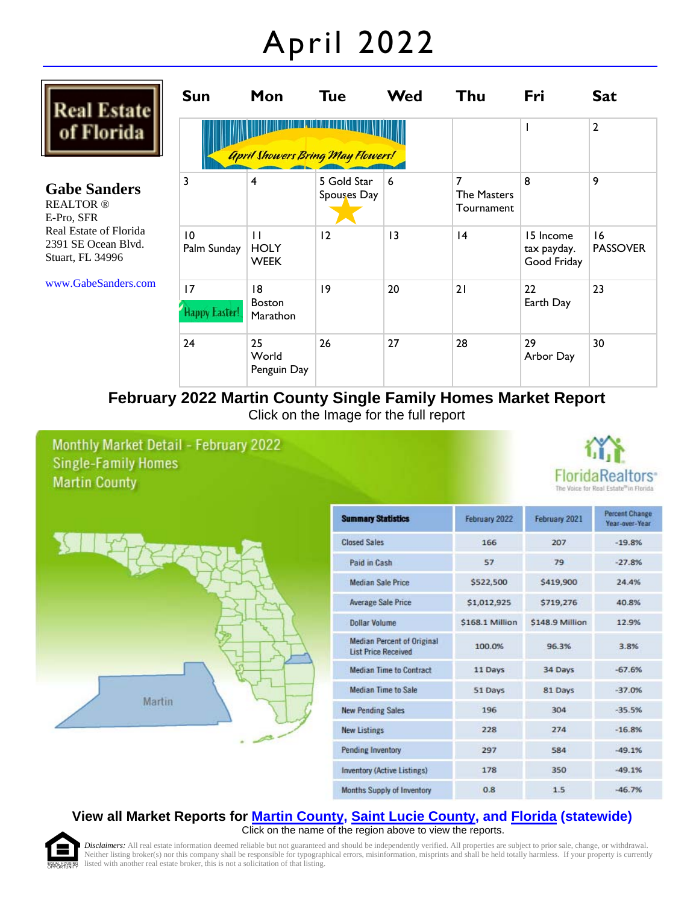# April 2022

**Real Estate of Florida**

**Gabe Sanders**
REALTOR ®
E-Pro, SFR
Real Estate of Florida
2391 SE Ocean Blvd.
Stuart, FL 34996

www.GabeSanders.com

| Sun | Mon | Tue | Wed | Thu | Fri | Sat |
|---|---|---|---|---|---|---|
| *April Showers Bring May Flowers!* | | | | | 1 | 2 |
| 3 | 4 | 5 Gold Star Spouses Day | 6 | 7 The Masters Tournament | 8 | 9 |
| 10 Palm Sunday | 11 HOLY WEEK | 12 | 13 | 14 | 15 Income tax payday. Good Friday | 16 PASSOVER |
| 17 Happy Easter! | 18 Boston Marathon | 19 | 20 | 21 | 22 Earth Day | 23 |
| 24 | 25 World Penguin Day | 26 | 27 | 28 | 29 Arbor Day | 30 |

## February 2022 Martin County Single Family Homes Market Report

Click on the Image for the full report

Monthly Market Detail - February 2022
Single-Family Homes
Martin County

FloridaRealtors®
The Voice for Real Estate® in Florida

Martin

| Summary Statistics | February 2022 | February 2021 | Percent Change Year-over-Year |
|---|---|---|---|
| Closed Sales | 166 | 207 | -19.8% |
| Paid in Cash | 57 | 79 | -27.8% |
| Median Sale Price | $522,500 | $419,900 | 24.4% |
| Average Sale Price | $1,012,925 | $719,276 | 40.8% |
| Dollar Volume | $168.1 Million | $148.9 Million | 12.9% |
| Median Percent of Original List Price Received | 100.0% | 96.3% | 3.8% |
| Median Time to Contract | 11 Days | 34 Days | -67.6% |
| Median Time to Sale | 51 Days | 81 Days | -37.0% |
| New Pending Sales | 196 | 304 | -35.5% |
| New Listings | 228 | 274 | -16.8% |
| Pending Inventory | 297 | 584 | -49.1% |
| Inventory (Active Listings) | 178 | 350 | -49.1% |
| Months Supply of Inventory | 0.8 | 1.5 | -46.7% |

**View all Market Reports for Martin County, Saint Lucie County, and Florida (statewide)**
Click on the name of the region above to view the reports.

*Disclaimers:* All real estate information deemed reliable but not guaranteed and should be independently verified. All properties are subject to prior sale, change, or withdrawal. Neither listing broker(s) nor this company shall be responsible for typographical errors, misinformation, misprints and shall be held totally harmless. If your property is currently listed with another real estate broker, this is not a solicitation of that listing.